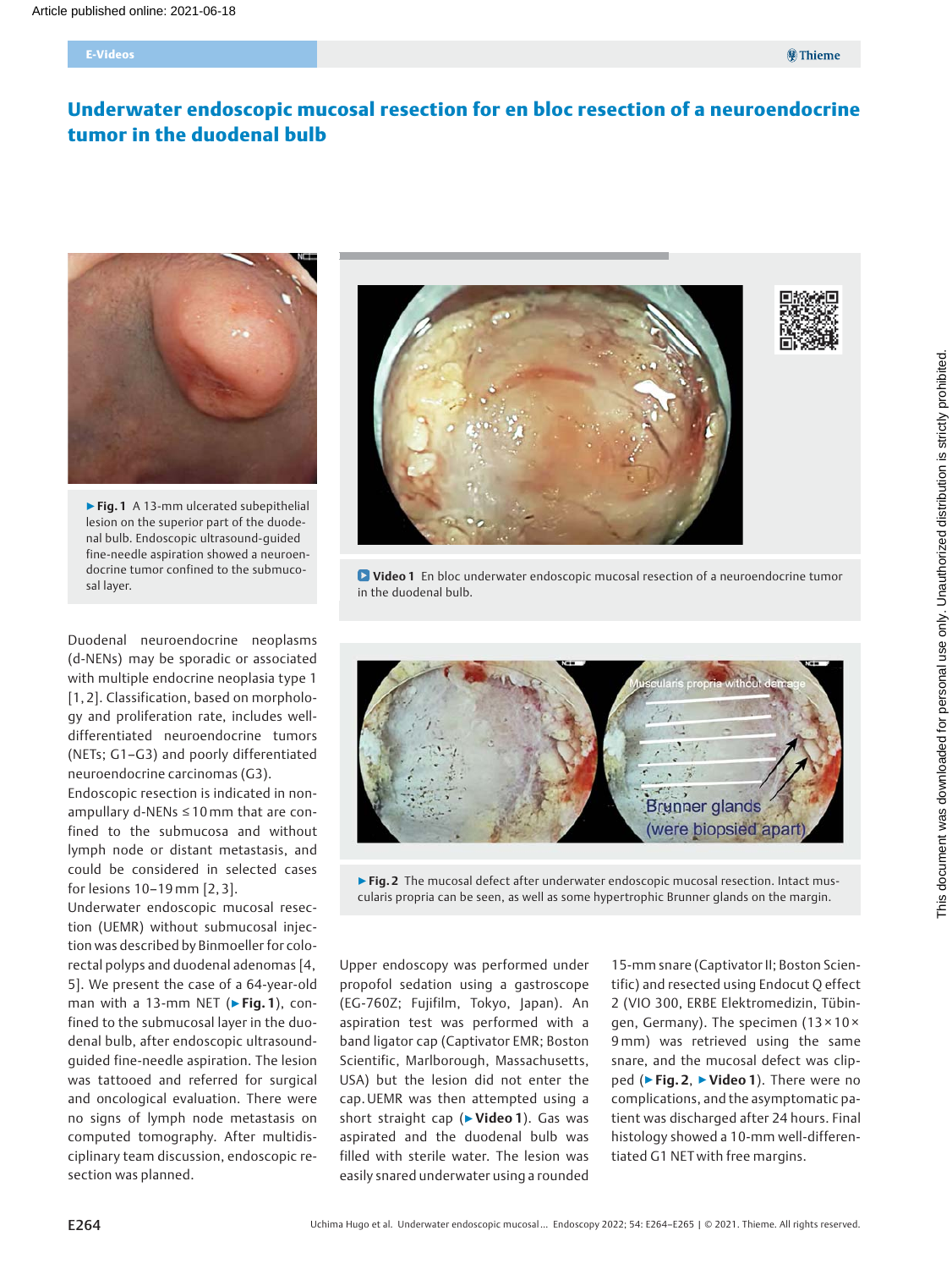# Underwater endoscopic mucosal resection for en bloc resection of a neuroendocrine tumor in the duodenal bulb

▶ **Fig. 1** A 13-mm ulcerated subepithelial lesion on the superior part of the duodenal bulb. Endoscopic ultrasound-guided fine-needle aspiration showed a neuroendocrine tumor confined to the submucosal layer.

**Video 1** En bloc underwater endoscopic mucosal resection of a neuroendocrine tumor in the duodenal bulb.

▶ **Fig. 2** The mucosal defect after underwater endoscopic mucosal resection. Intact muscularis propria can be seen, as well as some hypertrophic Brunner glands on the margin.

Duodenal neuroendocrine neoplasms (d-NENs) may be sporadic or associated with multiple endocrine neoplasia type 1 [1, 2]. Classification, based on morphology and proliferation rate, includes well-differentiated neuroendocrine tumors (NETs; G1–G3) and poorly differentiated neuroendocrine carcinomas (G3).

Endoscopic resection is indicated in non-ampullary d-NENs ≤ 10 mm that are confined to the submucosa and without lymph node or distant metastasis, and could be considered in selected cases for lesions 10–19 mm [2, 3].

Underwater endoscopic mucosal resection (UEMR) without submucosal injection was described by Binmoeller for colorectal polyps and duodenal adenomas [4, 5]. We present the case of a 64-year-old man with a 13-mm NET (▶ **Fig. 1**), confined to the submucosal layer in the duodenal bulb, after endoscopic ultrasound-guided fine-needle aspiration. The lesion was tattooed and referred for surgical and oncological evaluation. There were no signs of lymph node metastasis on computed tomography. After multidisciplinary team discussion, endoscopic resection was planned.

Upper endoscopy was performed under propofol sedation using a gastroscope (EG-760Z; Fujifilm, Tokyo, Japan). An aspiration test was performed with a band ligator cap (Captivator EMR; Boston Scientific, Marlborough, Massachusetts, USA) but the lesion did not enter the cap. UEMR was then attempted using a short straight cap (▶ **Video 1**). Gas was aspirated and the duodenal bulb was filled with sterile water. The lesion was easily snared underwater using a rounded 15-mm snare (Captivator II; Boston Scientific) and resected using Endocut Q effect 2 (VIO 300, ERBE Elektromedizin, Tübingen, Germany). The specimen (13 × 10 × 9 mm) was retrieved using the same snare, and the mucosal defect was clipped (▶ **Fig. 2**, ▶ **Video 1**). There were no complications, and the asymptomatic patient was discharged after 24 hours. Final histology showed a 10-mm well-differentiated G1 NET with free margins.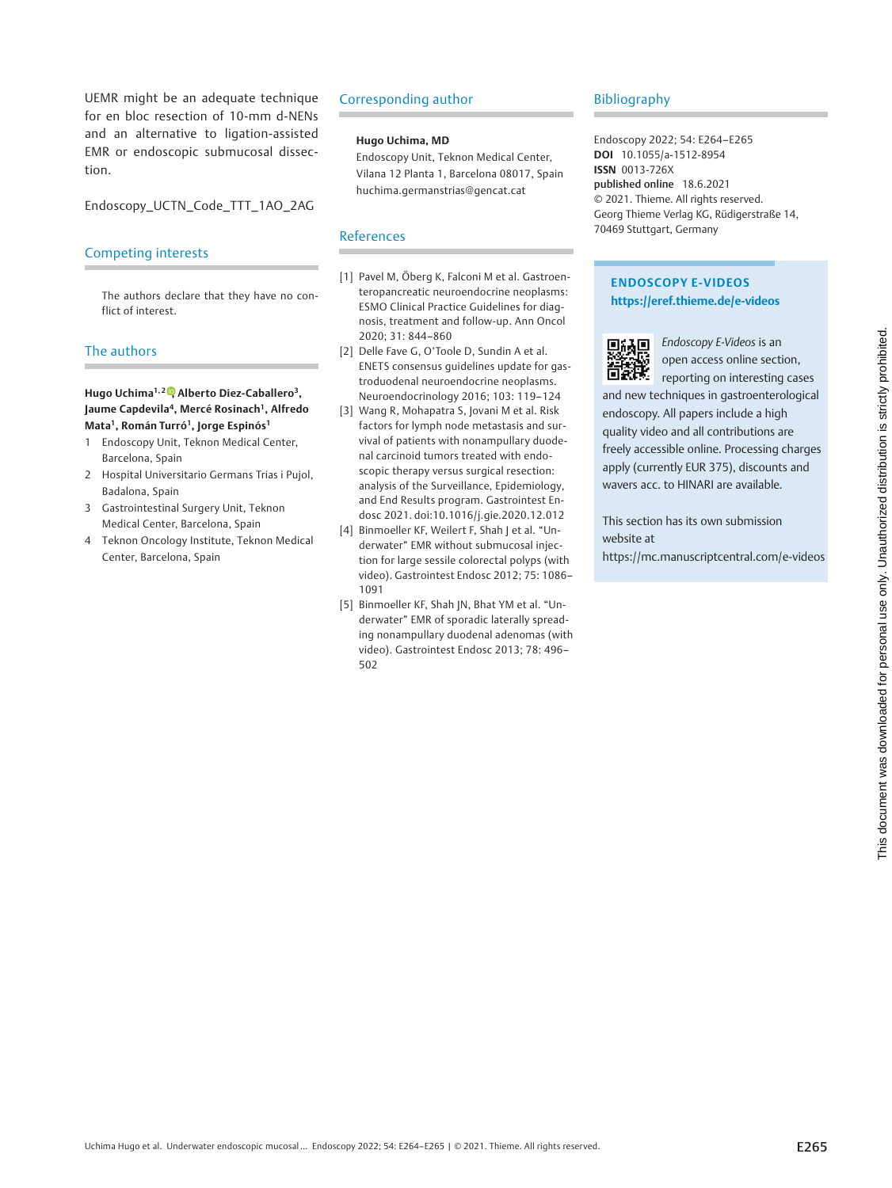UEMR might be an adequate technique for en bloc resection of 10-mm d-NENs and an alternative to ligation-assisted EMR or endoscopic submucosal dissection.

Endoscopy_UCTN_Code_TTT_1AO_2AG

## Competing interests

The authors declare that they have no conflict of interest.

## The authors

**Hugo Uchima**[1,2] **Alberto Diez-Caballero**[3], **Jaume Capdevila**[4], **Mercé Rosinach**[1], **Alfredo Mata**[1], **Román Turró**[1], **Jorge Espinós**[1]

1. Endoscopy Unit, Teknon Medical Center, Barcelona, Spain
2. Hospital Universitario Germans Trias i Pujol, Badalona, Spain
3. Gastrointestinal Surgery Unit, Teknon Medical Center, Barcelona, Spain
4. Teknon Oncology Institute, Teknon Medical Center, Barcelona, Spain

## Corresponding author

**Hugo Uchima, MD**
Endoscopy Unit, Teknon Medical Center, Vilana 12 Planta 1, Barcelona 08017, Spain
huchima.germanstrias@gencat.cat

## References

[1] Pavel M, Öberg K, Falconi M et al. Gastroenteropancreatic neuroendocrine neoplasms: ESMO Clinical Practice Guidelines for diagnosis, treatment and follow-up. Ann Oncol 2020; 31: 844–860

[2] Delle Fave G, O'Toole D, Sundin A et al. ENETS consensus guidelines update for gastroduodenal neuroendocrine neoplasms. Neuroendocrinology 2016; 103: 119–124

[3] Wang R, Mohapatra S, Jovani M et al. Risk factors for lymph node metastasis and survival of patients with nonampullary duodenal carcinoid tumors treated with endoscopic therapy versus surgical resection: analysis of the Surveillance, Epidemiology, and End Results program. Gastrointest Endosc 2021. doi:10.1016/j.gie.2020.12.012

[4] Binmoeller KF, Weilert F, Shah J et al. "Underwater" EMR without submucosal injection for large sessile colorectal polyps (with video). Gastrointest Endosc 2012; 75: 1086–1091

[5] Binmoeller KF, Shah JN, Bhat YM et al. "Underwater" EMR of sporadic laterally spreading nonampullary duodenal adenomas (with video). Gastrointest Endosc 2013; 78: 496–502

## Bibliography

Endoscopy 2022; 54: E264–E265
**DOI** 10.1055/a-1512-8954
**ISSN** 0013-726X
**published online** 18.6.2021
© 2021. Thieme. All rights reserved.
Georg Thieme Verlag KG, Rüdigerstraße 14, 70469 Stuttgart, Germany

**ENDOSCOPY E-VIDEOS**
**https://eref.thieme.de/e-videos**

*Endoscopy E-Videos* is an open access online section, reporting on interesting cases and new techniques in gastroenterological endoscopy. All papers include a high quality video and all contributions are freely accessible online. Processing charges apply (currently EUR 375), discounts and wavers acc. to HINARI are available.

This section has its own submission website at https://mc.manuscriptcentral.com/e-videos